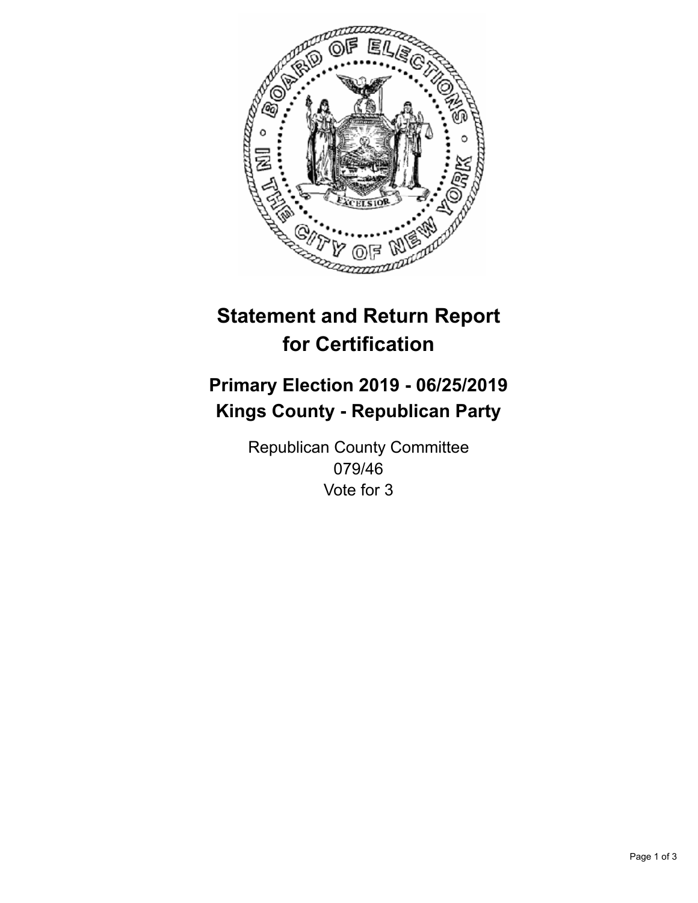# Statement and Return Report for Certification

## Primary Election 2019 - 06/25/2019
## Kings County - Republican Party

Republican County Committee
079/46
Vote for 3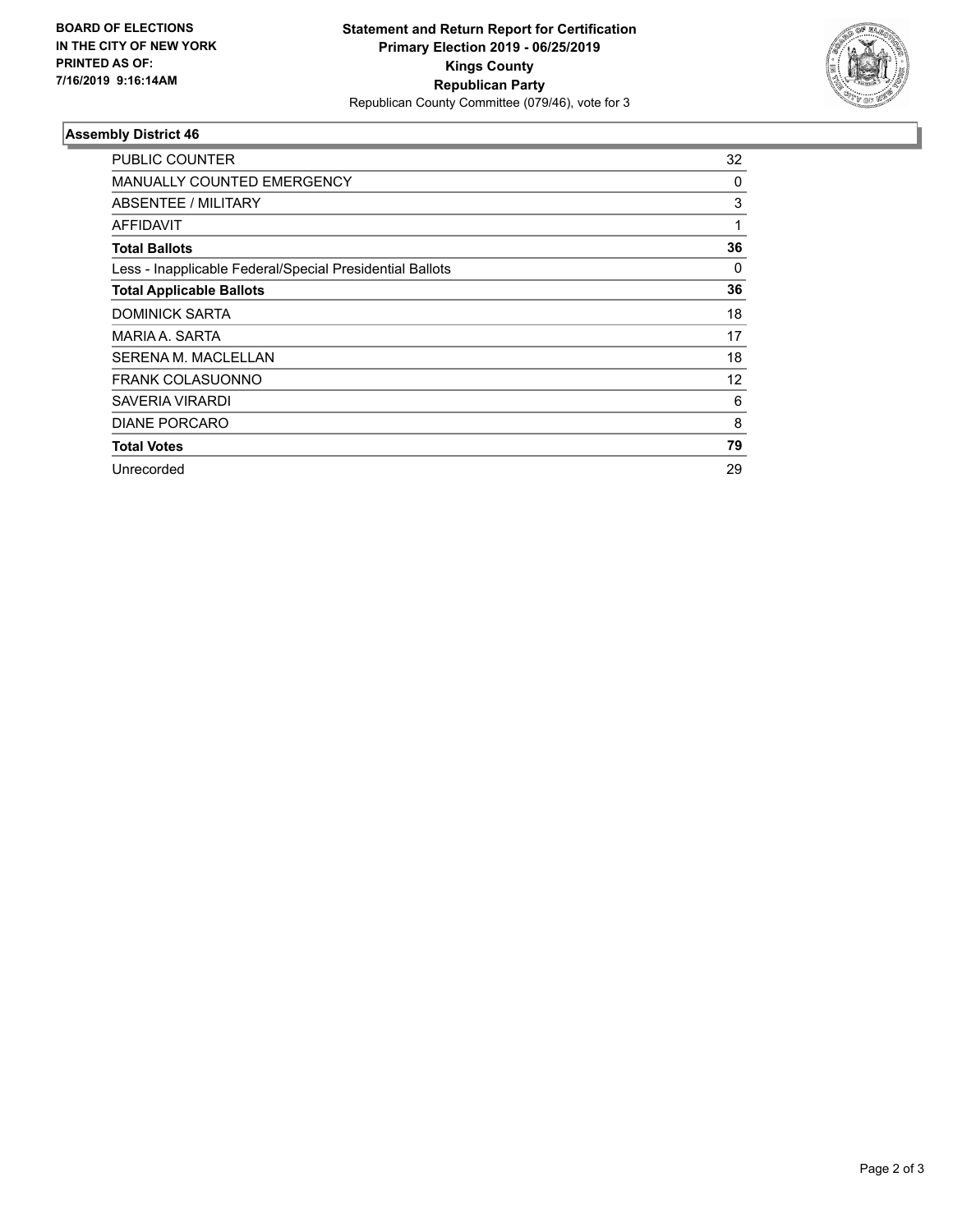**BOARD OF ELECTIONS IN THE CITY OF NEW YORK PRINTED AS OF: 7/16/2019 9:16:14AM**

**Statement and Return Report for Certification**
**Primary Election 2019 - 06/25/2019**
**Kings County**
**Republican Party**
Republican County Committee (079/46), vote for 3

## Assembly District 46

| | |
|---|---|
| PUBLIC COUNTER | 32 |
| MANUALLY COUNTED EMERGENCY | 0 |
| ABSENTEE / MILITARY | 3 |
| AFFIDAVIT | 1 |
| **Total Ballots** | **36** |
| Less - Inapplicable Federal/Special Presidential Ballots | 0 |
| **Total Applicable Ballots** | **36** |
| DOMINICK SARTA | 18 |
| MARIA A. SARTA | 17 |
| SERENA M. MACLELLAN | 18 |
| FRANK COLASUONNO | 12 |
| SAVERIA VIRARDI | 6 |
| DIANE PORCARO | 8 |
| **Total Votes** | **79** |
| Unrecorded | 29 |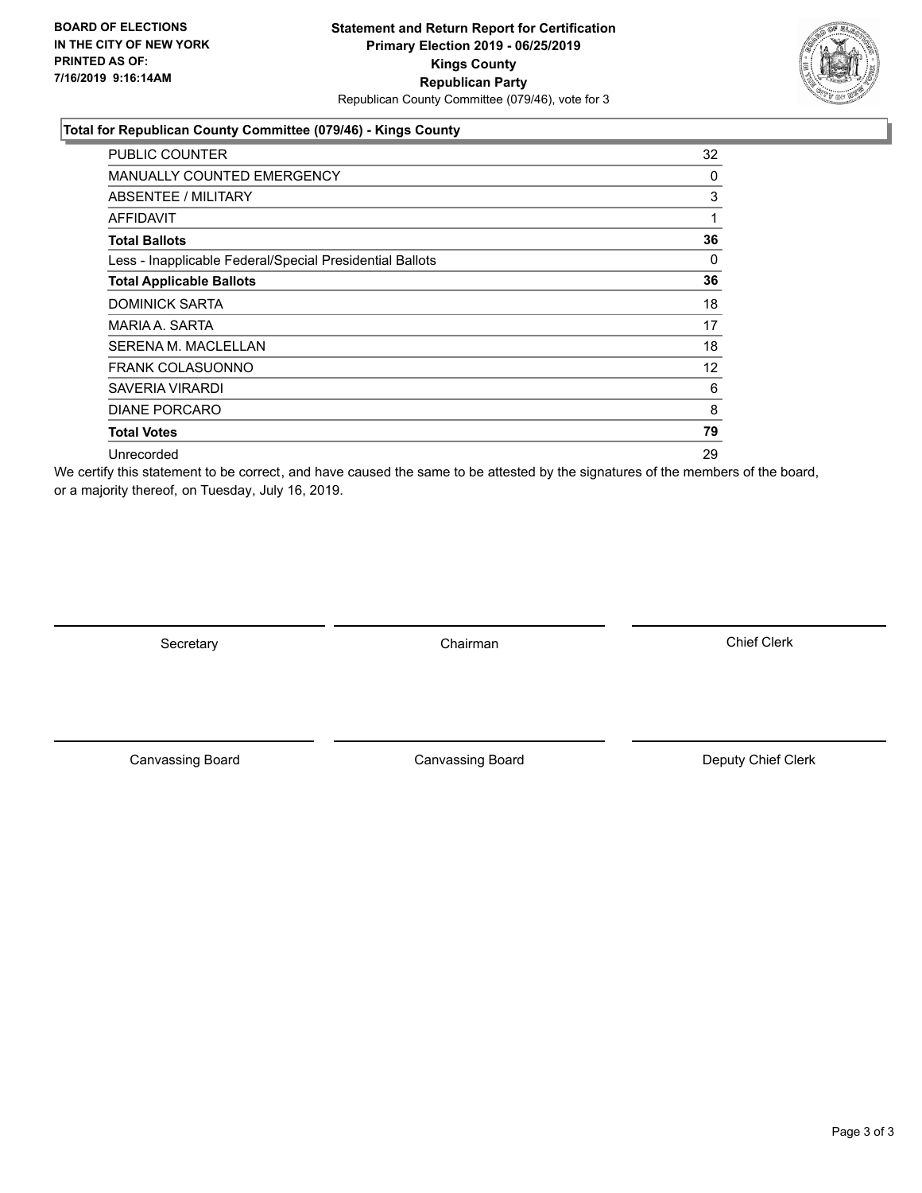**BOARD OF ELECTIONS IN THE CITY OF NEW YORK PRINTED AS OF: 7/16/2019 9:16:14AM**

**Statement and Return Report for Certification Primary Election 2019 - 06/25/2019 Kings County Republican Party**

Republican County Committee (079/46), vote for 3

### Total for Republican County Committee (079/46) - Kings County

| | |
|---|---|
| PUBLIC COUNTER | 32 |
| MANUALLY COUNTED EMERGENCY | 0 |
| ABSENTEE / MILITARY | 3 |
| AFFIDAVIT | 1 |
| **Total Ballots** | **36** |
| Less - Inapplicable Federal/Special Presidential Ballots | 0 |
| **Total Applicable Ballots** | **36** |
| DOMINICK SARTA | 18 |
| MARIA A. SARTA | 17 |
| SERENA M. MACLELLAN | 18 |
| FRANK COLASUONNO | 12 |
| SAVERIA VIRARDI | 6 |
| DIANE PORCARO | 8 |
| **Total Votes** | **79** |
| Unrecorded | 29 |

We certify this statement to be correct, and have caused the same to be attested by the signatures of the members of the board, or a majority thereof, on Tuesday, July 16, 2019.

Secretary

Chairman

Chief Clerk

Canvassing Board

Canvassing Board

Deputy Chief Clerk